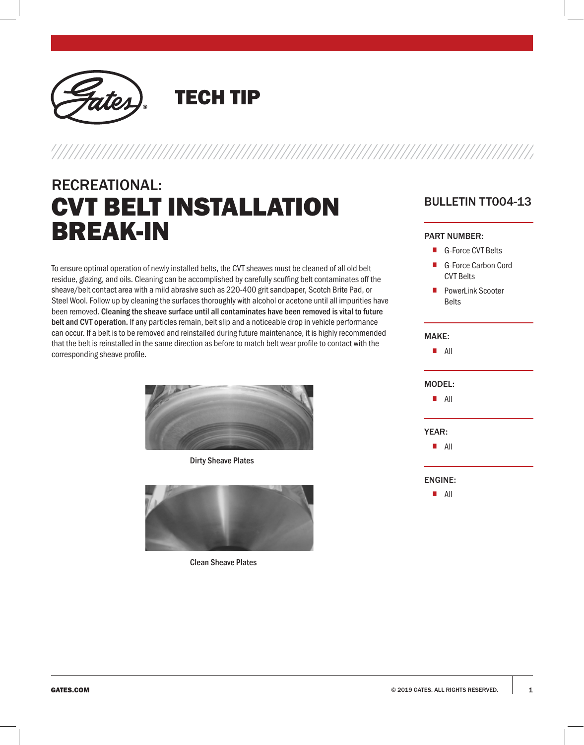Gates®

# TECH TIP

## RECREATIONAL:

# CVT BELT INSTALLATION BREAK-IN

To ensure optimal operation of newly installed belts, the CVT sheaves must be cleaned of all old belt residue, glazing, and oils. Cleaning can be accomplished by carefully scuffing belt contaminates off the sheave/belt contact area with a mild abrasive such as 220-400 grit sandpaper, Scotch Brite Pad, or Steel Wool. Follow up by cleaning the surfaces thoroughly with alcohol or acetone until all impurities have been removed. **Cleaning the sheave surface until all contaminates have been removed is vital to future belt and CVT operation.** If any particles remain, belt slip and a noticeable drop in vehicle performance can occur. If a belt is to be removed and reinstalled during future maintenance, it is highly recommended that the belt is reinstalled in the same direction as before to match belt wear profile to contact with the corresponding sheave profile.

Dirty Sheave Plates

Clean Sheave Plates

## BULLETIN TT004-13

**PART NUMBER:**

- G-Force CVT Belts
- G-Force Carbon Cord CVT Belts
- PowerLink Scooter Belts

**MAKE:**

- All

**MODEL:**

- All

**YEAR:**

- All

**ENGINE:**

- All

GATES.COM

© 2019 GATES. ALL RIGHTS RESERVED.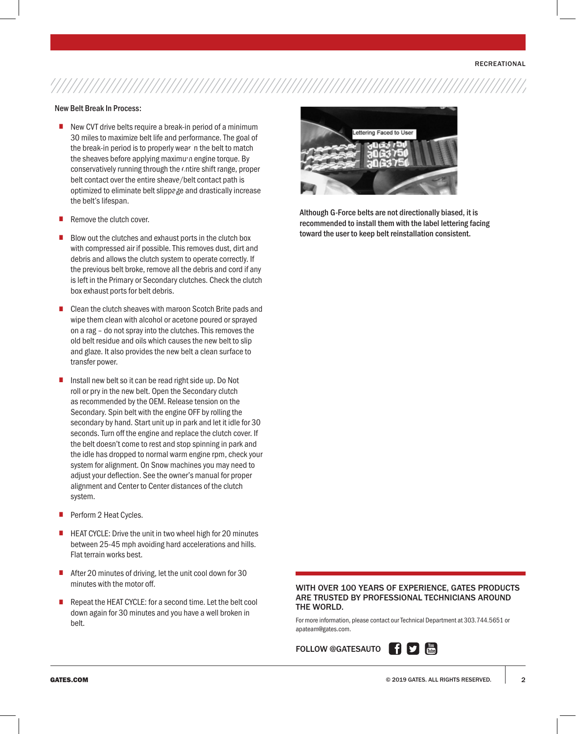New Belt Break In Process:

- New CVT drive belts require a break-in period of a minimum 30 miles to maximize belt life and performance. The goal of the break-in period is to properly wear in the belt to match the sheaves before applying maximum engine torque. By conservatively running through the entire shift range, proper belt contact over the entire sheave/belt contact path is optimized to eliminate belt slippage and drastically increase the belt's lifespan.
- Remove the clutch cover.
- Blow out the clutches and exhaust ports in the clutch box with compressed air if possible. This removes dust, dirt and debris and allows the clutch system to operate correctly. If the previous belt broke, remove all the debris and cord if any is left in the Primary or Secondary clutches. Check the clutch box exhaust ports for belt debris.
- Clean the clutch sheaves with maroon Scotch Brite pads and wipe them clean with alcohol or acetone poured or sprayed on a rag – do not spray into the clutches. This removes the old belt residue and oils which causes the new belt to slip and glaze. It also provides the new belt a clean surface to transfer power.
- Install new belt so it can be read right side up. Do Not roll or pry in the new belt. Open the Secondary clutch as recommended by the OEM. Release tension on the Secondary. Spin belt with the engine OFF by rolling the secondary by hand. Start unit up in park and let it idle for 30 seconds. Turn off the engine and replace the clutch cover. If the belt doesn't come to rest and stop spinning in park and the idle has dropped to normal warm engine rpm, check your system for alignment. On Snow machines you may need to adjust your deflection. See the owner's manual for proper alignment and Center to Center distances of the clutch system.
- Perform 2 Heat Cycles.
- HEAT CYCLE: Drive the unit in two wheel high for 20 minutes between 25-45 mph avoiding hard accelerations and hills. Flat terrain works best.
- After 20 minutes of driving, let the unit cool down for 30 minutes with the motor off.
- Repeat the HEAT CYCLE: for a second time. Let the belt cool down again for 30 minutes and you have a well broken in belt.

Lettering Faced to User

Although G-Force belts are not directionally biased, it is recommended to install them with the label lettering facing toward the user to keep belt reinstallation consistent.

WITH OVER 100 YEARS OF EXPERIENCE, GATES PRODUCTS ARE TRUSTED BY PROFESSIONAL TECHNICIANS AROUND THE WORLD.

For more information, please contact our Technical Department at 303.744.5651 or apateam@gates.com.

FOLLOW @GATESAUTO

GATES.COM

© 2019 GATES. ALL RIGHTS RESERVED.